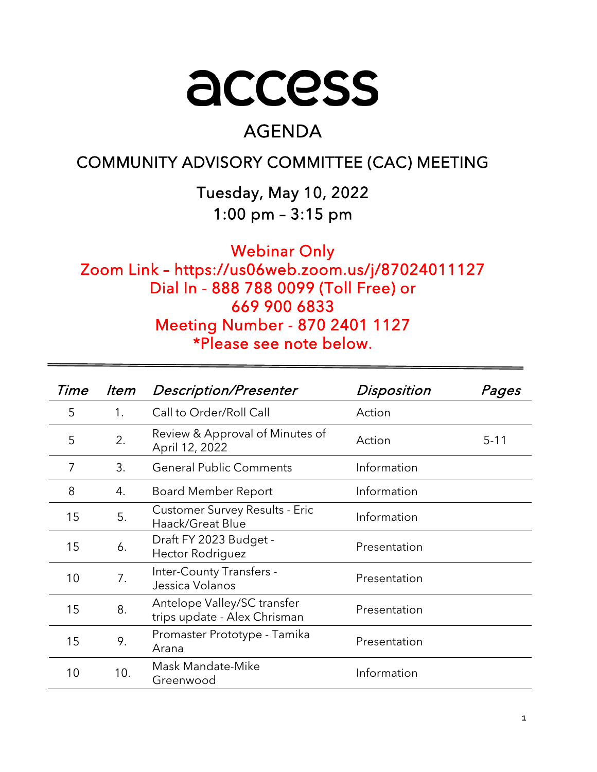# access

## AGENDA

## COMMUNITY ADVISORY COMMITTEE (CAC) MEETING

Tuesday, May 10, 2022

1:00 pm – 3:15 pm

**Webinar Only**

**Zoom Link – https://us06web.zoom.us/j/87024011127**

**Dial In - 888 788 0099 (Toll Free) or**

**669 900 6833**

**Meeting Number - 870 2401 1127**

**\*Please see note below.**

---

| *Time* | *Item* | *Description/Presenter* | *Disposition* | *Pages* |
|---|---|---|---|---|
| 5 | 1. | Call to Order/Roll Call | Action | |
| 5 | 2. | Review & Approval of Minutes of April 12, 2022 | Action | 5-11 |
| 7 | 3. | General Public Comments | Information | |
| 8 | 4. | Board Member Report | Information | |
| 15 | 5. | Customer Survey Results - Eric Haack/Great Blue | Information | |
| 15 | 6. | Draft FY 2023 Budget - Hector Rodriguez | Presentation | |
| 10 | 7. | Inter-County Transfers - Jessica Volanos | Presentation | |
| 15 | 8. | Antelope Valley/SC transfer trips update - Alex Chrisman | Presentation | |
| 15 | 9. | Promaster Prototype - Tamika Arana | Presentation | |
| 10 | 10. | Mask Mandate-Mike Greenwood | Information | |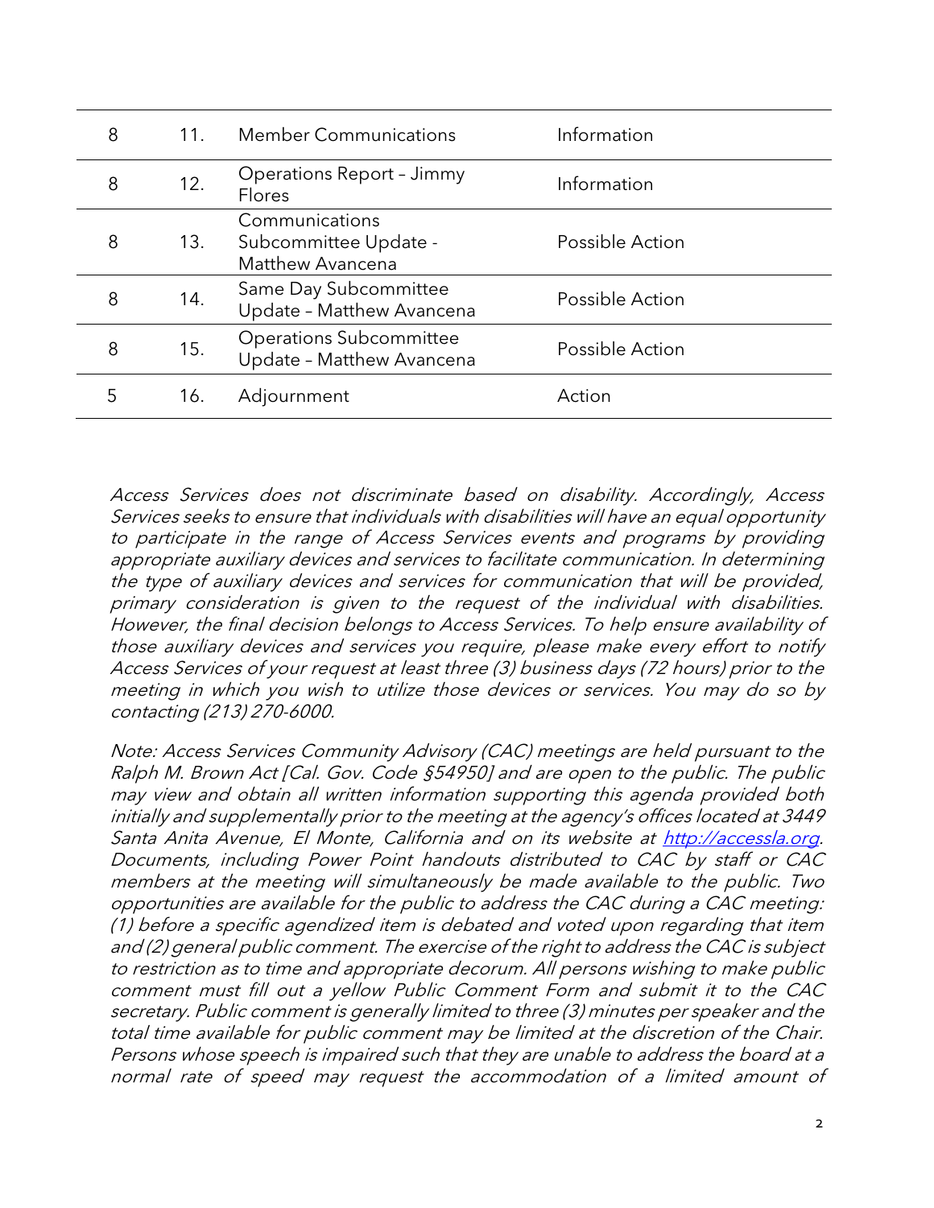| 8 | 11. | Member Communications | Information |
|---|---|---|---|
| 8 | 12. | Operations Report – Jimmy Flores | Information |
| 8 | 13. | Communications Subcommittee Update - Matthew Avancena | Possible Action |
| 8 | 14. | Same Day Subcommittee Update – Matthew Avancena | Possible Action |
| 8 | 15. | Operations Subcommittee Update – Matthew Avancena | Possible Action |
| 5 | 16. | Adjournment | Action |

*Access Services does not discriminate based on disability. Accordingly, Access Services seeks to ensure that individuals with disabilities will have an equal opportunity to participate in the range of Access Services events and programs by providing appropriate auxiliary devices and services to facilitate communication. In determining the type of auxiliary devices and services for communication that will be provided, primary consideration is given to the request of the individual with disabilities. However, the final decision belongs to Access Services. To help ensure availability of those auxiliary devices and services you require, please make every effort to notify Access Services of your request at least three (3) business days (72 hours) prior to the meeting in which you wish to utilize those devices or services. You may do so by contacting (213) 270-6000.*

*Note: Access Services Community Advisory (CAC) meetings are held pursuant to the Ralph M. Brown Act [Cal. Gov. Code §54950] and are open to the public. The public may view and obtain all written information supporting this agenda provided both initially and supplementally prior to the meeting at the agency's offices located at 3449 Santa Anita Avenue, El Monte, California and on its website at [http://accessla.org](http://accessla.org). Documents, including Power Point handouts distributed to CAC by staff or CAC members at the meeting will simultaneously be made available to the public. Two opportunities are available for the public to address the CAC during a CAC meeting: (1) before a specific agendized item is debated and voted upon regarding that item and (2) general public comment. The exercise of the right to address the CAC is subject to restriction as to time and appropriate decorum. All persons wishing to make public comment must fill out a yellow Public Comment Form and submit it to the CAC secretary. Public comment is generally limited to three (3) minutes per speaker and the total time available for public comment may be limited at the discretion of the Chair. Persons whose speech is impaired such that they are unable to address the board at a normal rate of speed may request the accommodation of a limited amount of*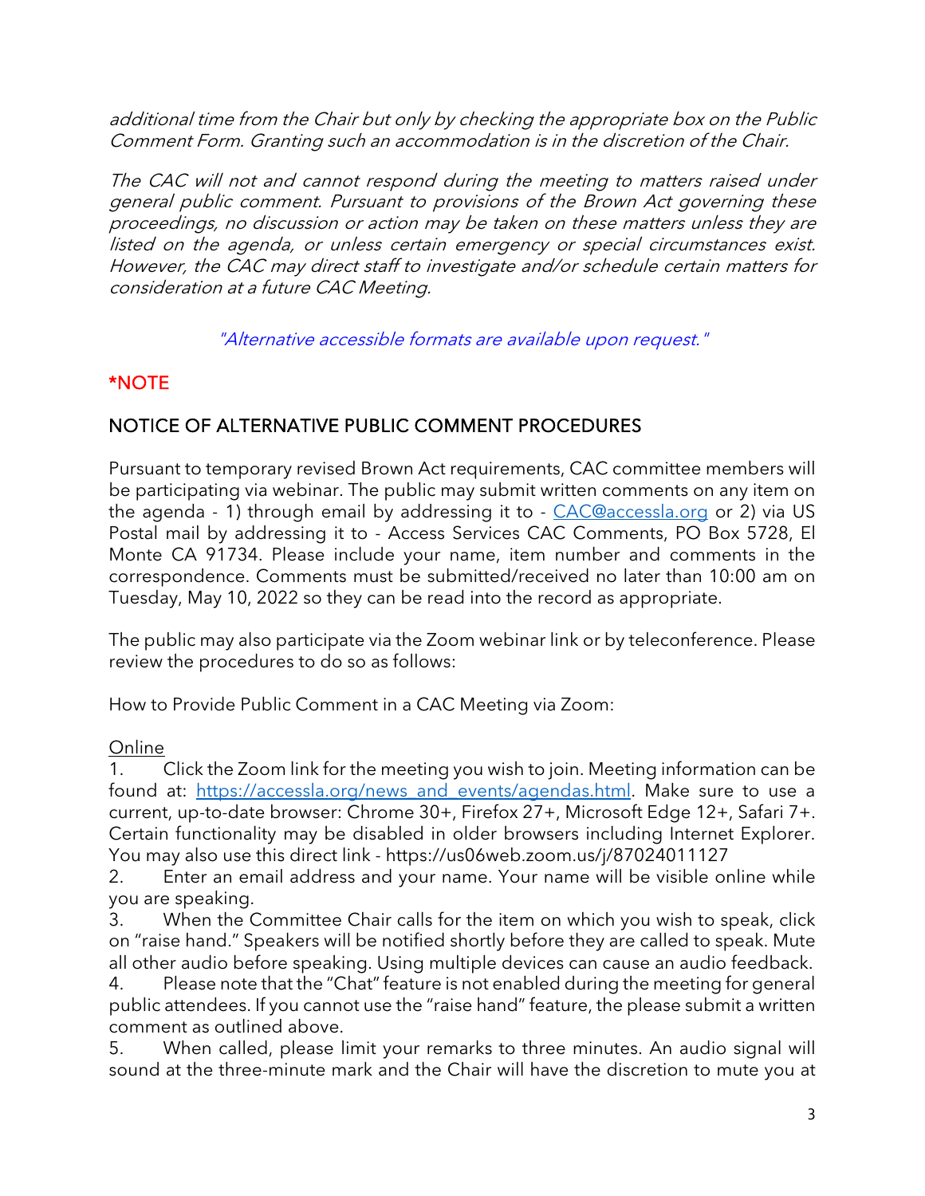*additional time from the Chair but only by checking the appropriate box on the Public Comment Form. Granting such an accommodation is in the discretion of the Chair.*

*The CAC will not and cannot respond during the meeting to matters raised under general public comment. Pursuant to provisions of the Brown Act governing these proceedings, no discussion or action may be taken on these matters unless they are listed on the agenda, or unless certain emergency or special circumstances exist. However, the CAC may direct staff to investigate and/or schedule certain matters for consideration at a future CAC Meeting.*

*"Alternative accessible formats are available upon request."*

## *NOTE

## NOTICE OF ALTERNATIVE PUBLIC COMMENT PROCEDURES

Pursuant to temporary revised Brown Act requirements, CAC committee members will be participating via webinar. The public may submit written comments on any item on the agenda - 1) through email by addressing it to - [CAC@accessla.org](mailto:CAC@accessla.org) or 2) via US Postal mail by addressing it to - Access Services CAC Comments, PO Box 5728, El Monte CA 91734. Please include your name, item number and comments in the correspondence. Comments must be submitted/received no later than 10:00 am on Tuesday, May 10, 2022 so they can be read into the record as appropriate.

The public may also participate via the Zoom webinar link or by teleconference. Please review the procedures to do so as follows:

How to Provide Public Comment in a CAC Meeting via Zoom:

<u>Online</u>

1. Click the Zoom link for the meeting you wish to join. Meeting information can be found at: [https://accessla.org/news_and_events/agendas.html](https://accessla.org/news_and_events/agendas.html). Make sure to use a current, up-to-date browser: Chrome 30+, Firefox 27+, Microsoft Edge 12+, Safari 7+. Certain functionality may be disabled in older browsers including Internet Explorer. You may also use this direct link - https://us06web.zoom.us/j/87024011127
2. Enter an email address and your name. Your name will be visible online while you are speaking.
3. When the Committee Chair calls for the item on which you wish to speak, click on "raise hand." Speakers will be notified shortly before they are called to speak. Mute all other audio before speaking. Using multiple devices can cause an audio feedback.
4. Please note that the "Chat" feature is not enabled during the meeting for general public attendees. If you cannot use the "raise hand" feature, the please submit a written comment as outlined above.
5. When called, please limit your remarks to three minutes. An audio signal will sound at the three-minute mark and the Chair will have the discretion to mute you at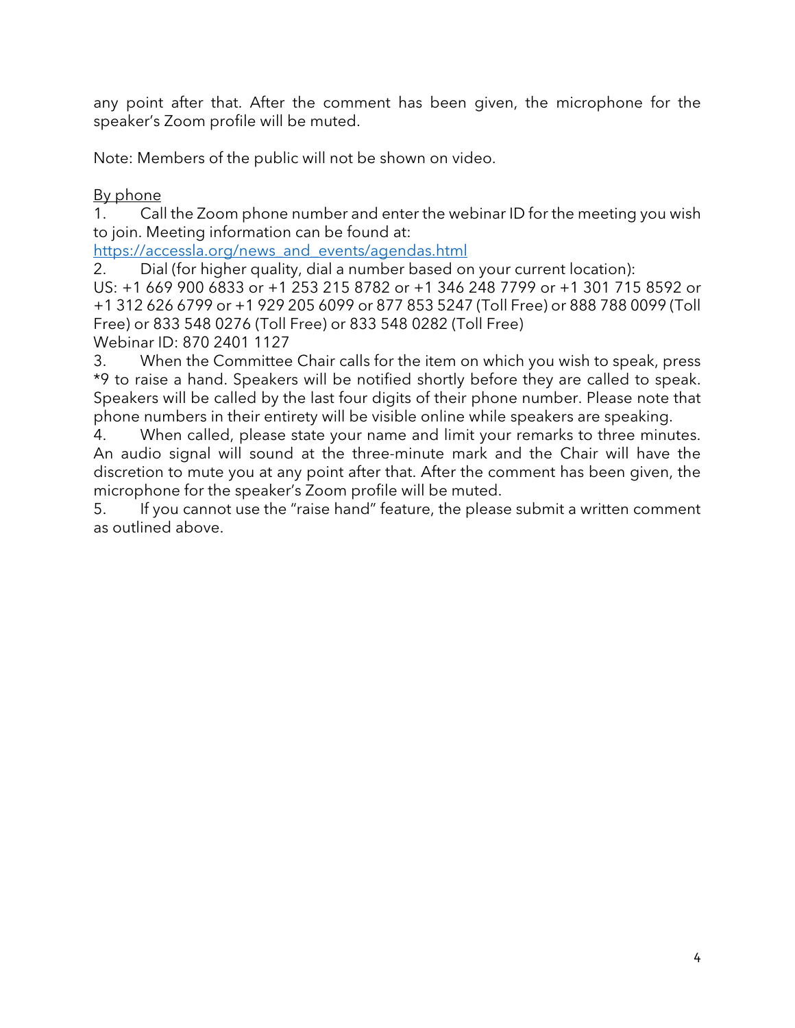any point after that. After the comment has been given, the microphone for the speaker's Zoom profile will be muted.

Note: Members of the public will not be shown on video.

<u>By phone</u>

1. Call the Zoom phone number and enter the webinar ID for the meeting you wish to join. Meeting information can be found at: [https://accessla.org/news_and_events/agendas.html](https://accessla.org/news_and_events/agendas.html)
2. Dial (for higher quality, dial a number based on your current location):
US: +1 669 900 6833 or +1 253 215 8782 or +1 346 248 7799 or +1 301 715 8592 or +1 312 626 6799 or +1 929 205 6099 or 877 853 5247 (Toll Free) or 888 788 0099 (Toll Free) or 833 548 0276 (Toll Free) or 833 548 0282 (Toll Free)
Webinar ID: 870 2401 1127
3. When the Committee Chair calls for the item on which you wish to speak, press *9 to raise a hand. Speakers will be notified shortly before they are called to speak. Speakers will be called by the last four digits of their phone number. Please note that phone numbers in their entirety will be visible online while speakers are speaking.
4. When called, please state your name and limit your remarks to three minutes. An audio signal will sound at the three-minute mark and the Chair will have the discretion to mute you at any point after that. After the comment has been given, the microphone for the speaker's Zoom profile will be muted.
5. If you cannot use the "raise hand" feature, the please submit a written comment as outlined above.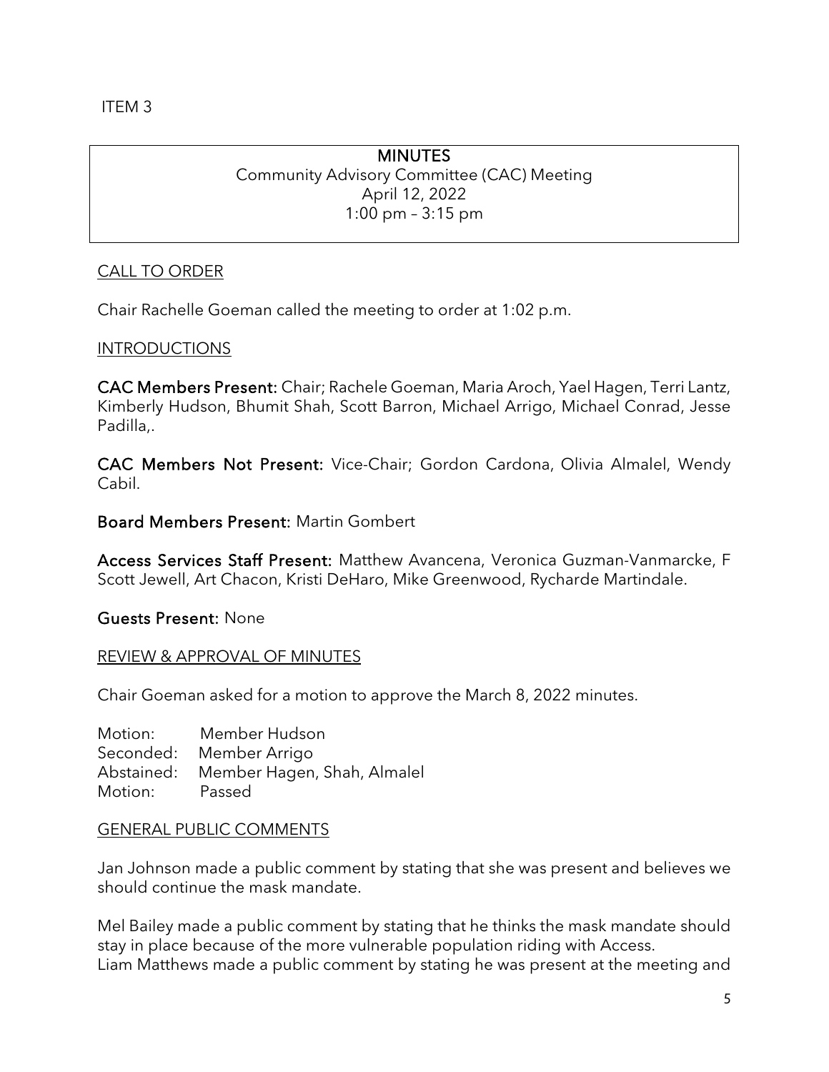ITEM 3

**MINUTES**
Community Advisory Committee (CAC) Meeting
April 12, 2022
1:00 pm – 3:15 pm

CALL TO ORDER

Chair Rachelle Goeman called the meeting to order at 1:02 p.m.

INTRODUCTIONS

**CAC Members Present:** Chair; Rachele Goeman, Maria Aroch, Yael Hagen, Terri Lantz, Kimberly Hudson, Bhumit Shah, Scott Barron, Michael Arrigo, Michael Conrad, Jesse Padilla,.

**CAC Members Not Present:** Vice-Chair; Gordon Cardona, Olivia Almalel, Wendy Cabil.

**Board Members Present:** Martin Gombert

**Access Services Staff Present:** Matthew Avancena, Veronica Guzman-Vanmarcke, F Scott Jewell, Art Chacon, Kristi DeHaro, Mike Greenwood, Rycharde Martindale.

**Guests Present:** None

REVIEW & APPROVAL OF MINUTES

Chair Goeman asked for a motion to approve the March 8, 2022 minutes.

Motion: Member Hudson
Seconded: Member Arrigo
Abstained: Member Hagen, Shah, Almalel
Motion: Passed

GENERAL PUBLIC COMMENTS

Jan Johnson made a public comment by stating that she was present and believes we should continue the mask mandate.

Mel Bailey made a public comment by stating that he thinks the mask mandate should stay in place because of the more vulnerable population riding with Access.
Liam Matthews made a public comment by stating he was present at the meeting and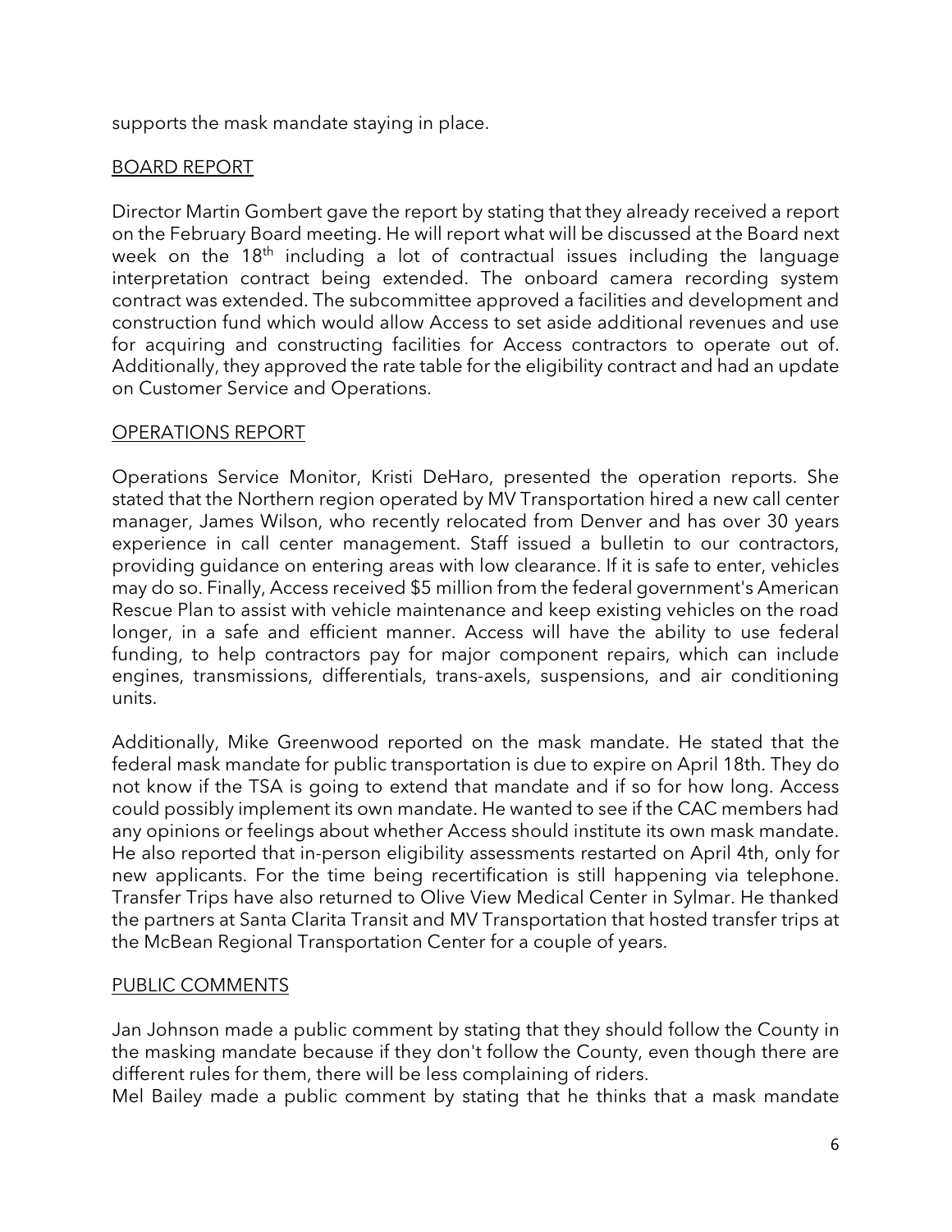supports the mask mandate staying in place.

<u>BOARD REPORT</u>

Director Martin Gombert gave the report by stating that they already received a report on the February Board meeting. He will report what will be discussed at the Board next week on the 18th including a lot of contractual issues including the language interpretation contract being extended. The onboard camera recording system contract was extended. The subcommittee approved a facilities and development and construction fund which would allow Access to set aside additional revenues and use for acquiring and constructing facilities for Access contractors to operate out of. Additionally, they approved the rate table for the eligibility contract and had an update on Customer Service and Operations.

<u>OPERATIONS REPORT</u>

Operations Service Monitor, Kristi DeHaro, presented the operation reports. She stated that the Northern region operated by MV Transportation hired a new call center manager, James Wilson, who recently relocated from Denver and has over 30 years experience in call center management. Staff issued a bulletin to our contractors, providing guidance on entering areas with low clearance. If it is safe to enter, vehicles may do so. Finally, Access received $5 million from the federal government's American Rescue Plan to assist with vehicle maintenance and keep existing vehicles on the road longer, in a safe and efficient manner. Access will have the ability to use federal funding, to help contractors pay for major component repairs, which can include engines, transmissions, differentials, trans-axels, suspensions, and air conditioning units.

Additionally, Mike Greenwood reported on the mask mandate. He stated that the federal mask mandate for public transportation is due to expire on April 18th. They do not know if the TSA is going to extend that mandate and if so for how long. Access could possibly implement its own mandate. He wanted to see if the CAC members had any opinions or feelings about whether Access should institute its own mask mandate. He also reported that in-person eligibility assessments restarted on April 4th, only for new applicants. For the time being recertification is still happening via telephone. Transfer Trips have also returned to Olive View Medical Center in Sylmar. He thanked the partners at Santa Clarita Transit and MV Transportation that hosted transfer trips at the McBean Regional Transportation Center for a couple of years.

<u>PUBLIC COMMENTS</u>

Jan Johnson made a public comment by stating that they should follow the County in the masking mandate because if they don't follow the County, even though there are different rules for them, there will be less complaining of riders.
Mel Bailey made a public comment by stating that he thinks that a mask mandate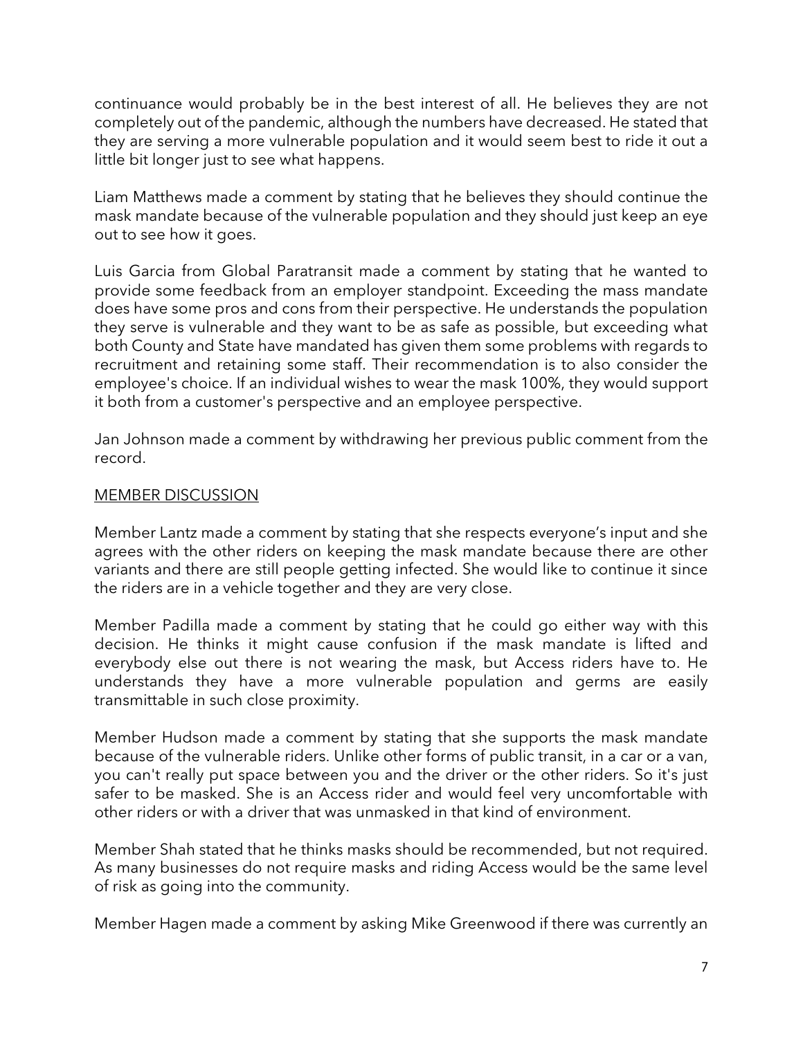continuance would probably be in the best interest of all. He believes they are not completely out of the pandemic, although the numbers have decreased. He stated that they are serving a more vulnerable population and it would seem best to ride it out a little bit longer just to see what happens.

Liam Matthews made a comment by stating that he believes they should continue the mask mandate because of the vulnerable population and they should just keep an eye out to see how it goes.

Luis Garcia from Global Paratransit made a comment by stating that he wanted to provide some feedback from an employer standpoint. Exceeding the mass mandate does have some pros and cons from their perspective. He understands the population they serve is vulnerable and they want to be as safe as possible, but exceeding what both County and State have mandated has given them some problems with regards to recruitment and retaining some staff. Their recommendation is to also consider the employee's choice. If an individual wishes to wear the mask 100%, they would support it both from a customer's perspective and an employee perspective.

Jan Johnson made a comment by withdrawing her previous public comment from the record.

MEMBER DISCUSSION

Member Lantz made a comment by stating that she respects everyone's input and she agrees with the other riders on keeping the mask mandate because there are other variants and there are still people getting infected. She would like to continue it since the riders are in a vehicle together and they are very close.

Member Padilla made a comment by stating that he could go either way with this decision. He thinks it might cause confusion if the mask mandate is lifted and everybody else out there is not wearing the mask, but Access riders have to. He understands they have a more vulnerable population and germs are easily transmittable in such close proximity.

Member Hudson made a comment by stating that she supports the mask mandate because of the vulnerable riders. Unlike other forms of public transit, in a car or a van, you can't really put space between you and the driver or the other riders. So it's just safer to be masked. She is an Access rider and would feel very uncomfortable with other riders or with a driver that was unmasked in that kind of environment.

Member Shah stated that he thinks masks should be recommended, but not required. As many businesses do not require masks and riding Access would be the same level of risk as going into the community.

Member Hagen made a comment by asking Mike Greenwood if there was currently an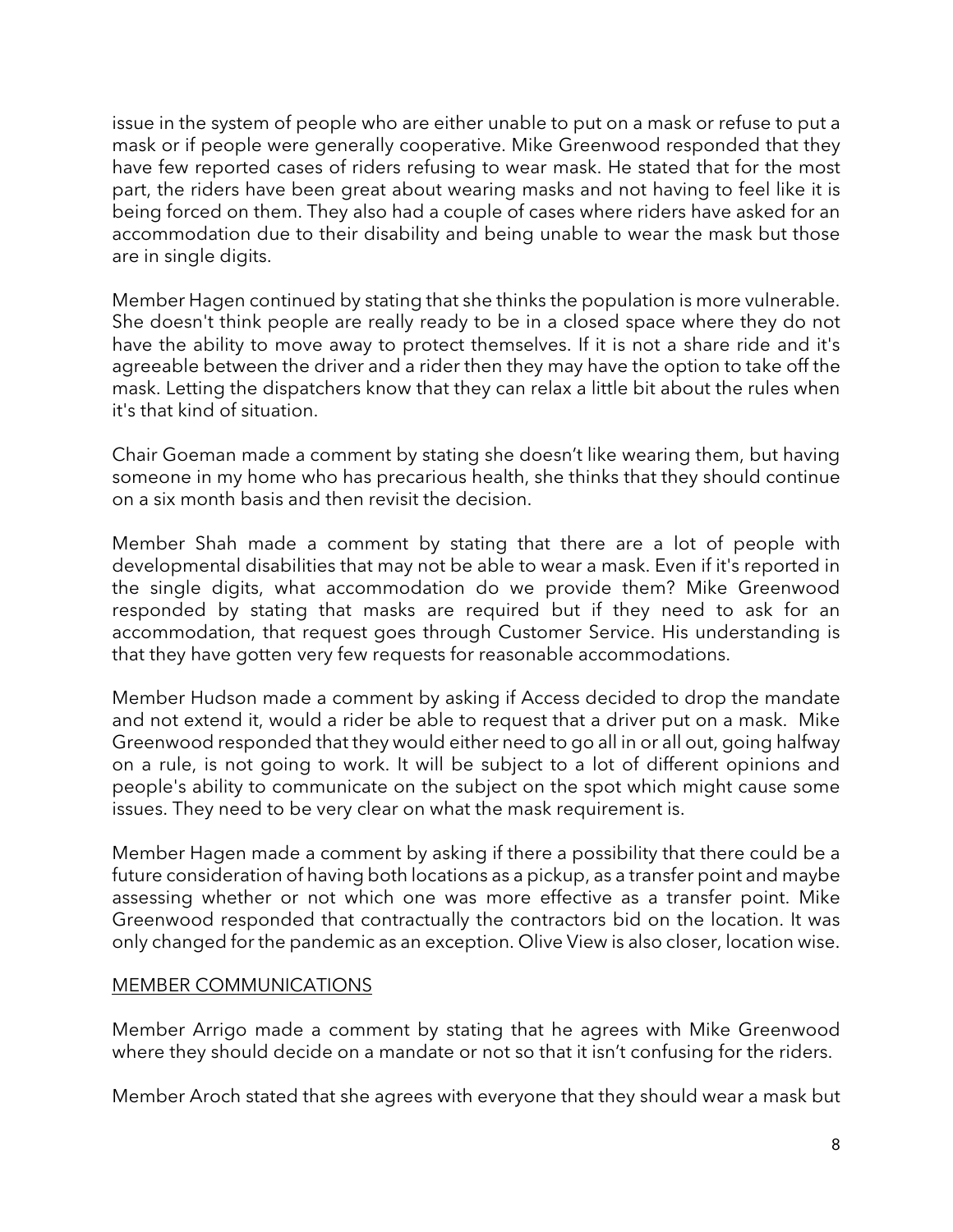issue in the system of people who are either unable to put on a mask or refuse to put a mask or if people were generally cooperative. Mike Greenwood responded that they have few reported cases of riders refusing to wear mask. He stated that for the most part, the riders have been great about wearing masks and not having to feel like it is being forced on them. They also had a couple of cases where riders have asked for an accommodation due to their disability and being unable to wear the mask but those are in single digits.

Member Hagen continued by stating that she thinks the population is more vulnerable. She doesn't think people are really ready to be in a closed space where they do not have the ability to move away to protect themselves. If it is not a share ride and it's agreeable between the driver and a rider then they may have the option to take off the mask. Letting the dispatchers know that they can relax a little bit about the rules when it's that kind of situation.

Chair Goeman made a comment by stating she doesn't like wearing them, but having someone in my home who has precarious health, she thinks that they should continue on a six month basis and then revisit the decision.

Member Shah made a comment by stating that there are a lot of people with developmental disabilities that may not be able to wear a mask. Even if it's reported in the single digits, what accommodation do we provide them? Mike Greenwood responded by stating that masks are required but if they need to ask for an accommodation, that request goes through Customer Service. His understanding is that they have gotten very few requests for reasonable accommodations.

Member Hudson made a comment by asking if Access decided to drop the mandate and not extend it, would a rider be able to request that a driver put on a mask. Mike Greenwood responded that they would either need to go all in or all out, going halfway on a rule, is not going to work. It will be subject to a lot of different opinions and people's ability to communicate on the subject on the spot which might cause some issues. They need to be very clear on what the mask requirement is.

Member Hagen made a comment by asking if there a possibility that there could be a future consideration of having both locations as a pickup, as a transfer point and maybe assessing whether or not which one was more effective as a transfer point. Mike Greenwood responded that contractually the contractors bid on the location. It was only changed for the pandemic as an exception. Olive View is also closer, location wise.

MEMBER COMMUNICATIONS

Member Arrigo made a comment by stating that he agrees with Mike Greenwood where they should decide on a mandate or not so that it isn't confusing for the riders.

Member Aroch stated that she agrees with everyone that they should wear a mask but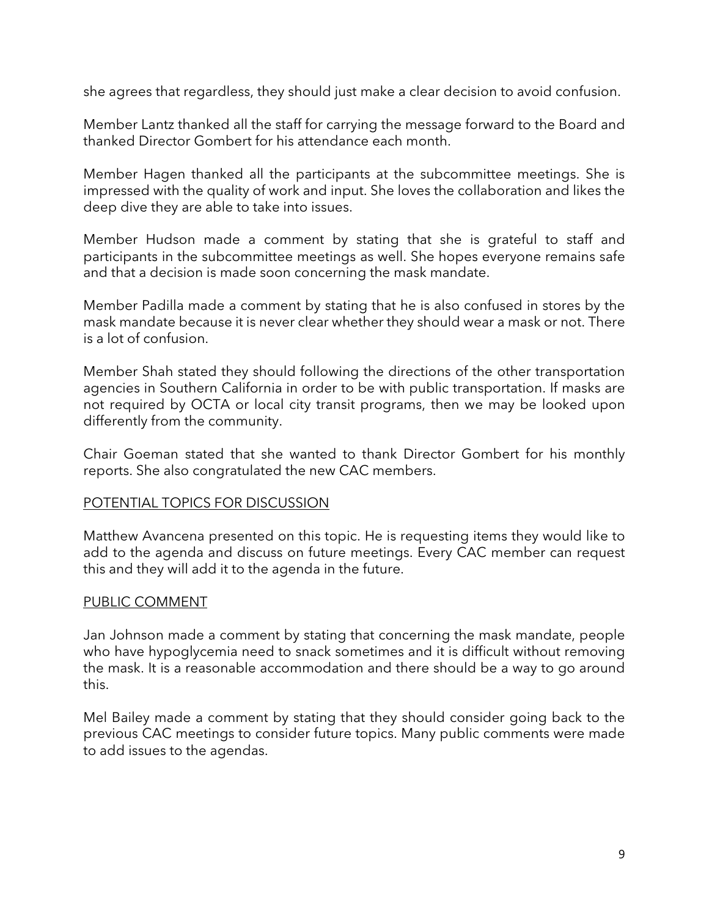she agrees that regardless, they should just make a clear decision to avoid confusion.

Member Lantz thanked all the staff for carrying the message forward to the Board and thanked Director Gombert for his attendance each month.

Member Hagen thanked all the participants at the subcommittee meetings. She is impressed with the quality of work and input. She loves the collaboration and likes the deep dive they are able to take into issues.

Member Hudson made a comment by stating that she is grateful to staff and participants in the subcommittee meetings as well. She hopes everyone remains safe and that a decision is made soon concerning the mask mandate.

Member Padilla made a comment by stating that he is also confused in stores by the mask mandate because it is never clear whether they should wear a mask or not. There is a lot of confusion.

Member Shah stated they should following the directions of the other transportation agencies in Southern California in order to be with public transportation. If masks are not required by OCTA or local city transit programs, then we may be looked upon differently from the community.

Chair Goeman stated that she wanted to thank Director Gombert for his monthly reports. She also congratulated the new CAC members.

<u>POTENTIAL TOPICS FOR DISCUSSION</u>

Matthew Avancena presented on this topic. He is requesting items they would like to add to the agenda and discuss on future meetings. Every CAC member can request this and they will add it to the agenda in the future.

<u>PUBLIC COMMENT</u>

Jan Johnson made a comment by stating that concerning the mask mandate, people who have hypoglycemia need to snack sometimes and it is difficult without removing the mask. It is a reasonable accommodation and there should be a way to go around this.

Mel Bailey made a comment by stating that they should consider going back to the previous CAC meetings to consider future topics. Many public comments were made to add issues to the agendas.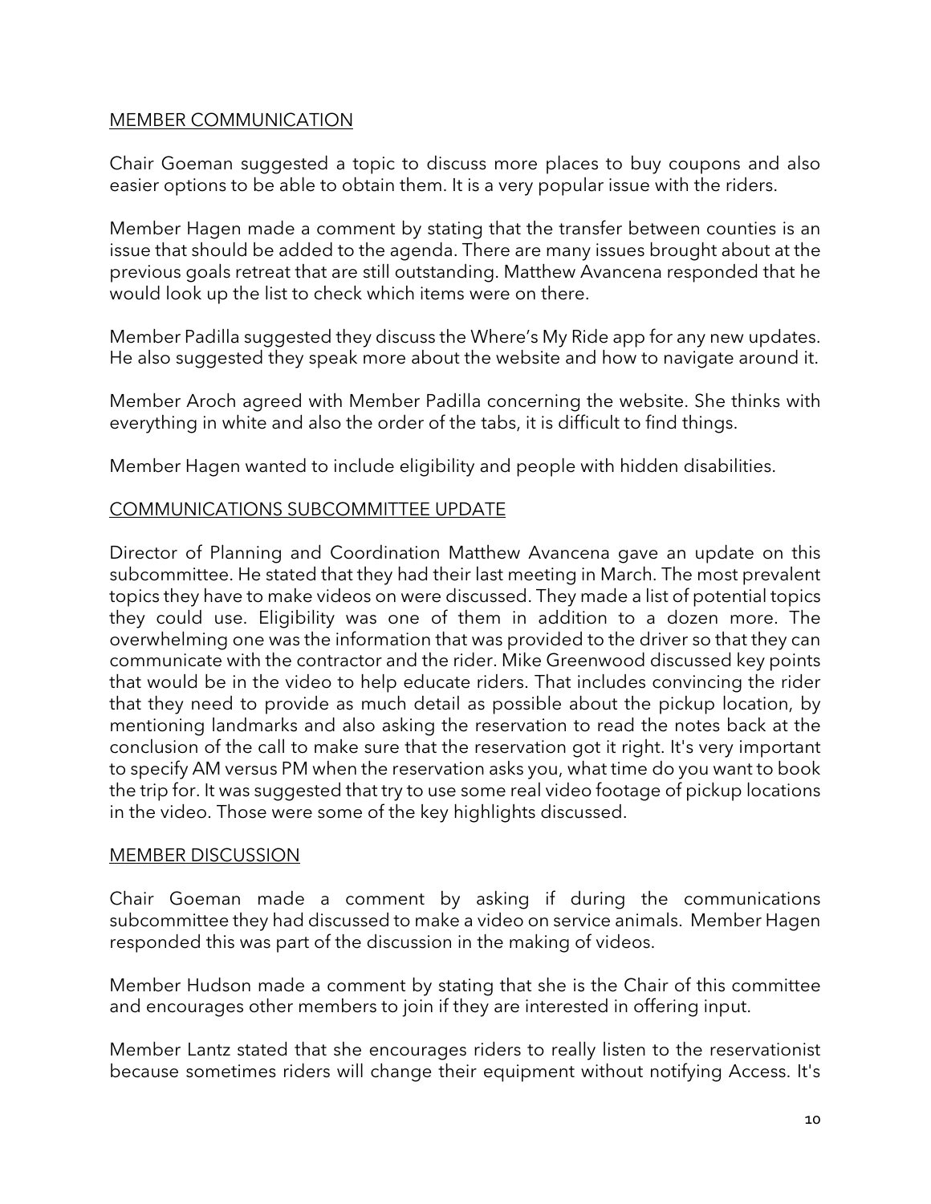MEMBER COMMUNICATION

Chair Goeman suggested a topic to discuss more places to buy coupons and also easier options to be able to obtain them. It is a very popular issue with the riders.

Member Hagen made a comment by stating that the transfer between counties is an issue that should be added to the agenda. There are many issues brought about at the previous goals retreat that are still outstanding. Matthew Avancena responded that he would look up the list to check which items were on there.

Member Padilla suggested they discuss the Where's My Ride app for any new updates. He also suggested they speak more about the website and how to navigate around it.

Member Aroch agreed with Member Padilla concerning the website. She thinks with everything in white and also the order of the tabs, it is difficult to find things.

Member Hagen wanted to include eligibility and people with hidden disabilities.

COMMUNICATIONS SUBCOMMITTEE UPDATE

Director of Planning and Coordination Matthew Avancena gave an update on this subcommittee. He stated that they had their last meeting in March. The most prevalent topics they have to make videos on were discussed. They made a list of potential topics they could use. Eligibility was one of them in addition to a dozen more. The overwhelming one was the information that was provided to the driver so that they can communicate with the contractor and the rider. Mike Greenwood discussed key points that would be in the video to help educate riders. That includes convincing the rider that they need to provide as much detail as possible about the pickup location, by mentioning landmarks and also asking the reservation to read the notes back at the conclusion of the call to make sure that the reservation got it right. It's very important to specify AM versus PM when the reservation asks you, what time do you want to book the trip for. It was suggested that try to use some real video footage of pickup locations in the video. Those were some of the key highlights discussed.

MEMBER DISCUSSION

Chair Goeman made a comment by asking if during the communications subcommittee they had discussed to make a video on service animals. Member Hagen responded this was part of the discussion in the making of videos.

Member Hudson made a comment by stating that she is the Chair of this committee and encourages other members to join if they are interested in offering input.

Member Lantz stated that she encourages riders to really listen to the reservationist because sometimes riders will change their equipment without notifying Access. It's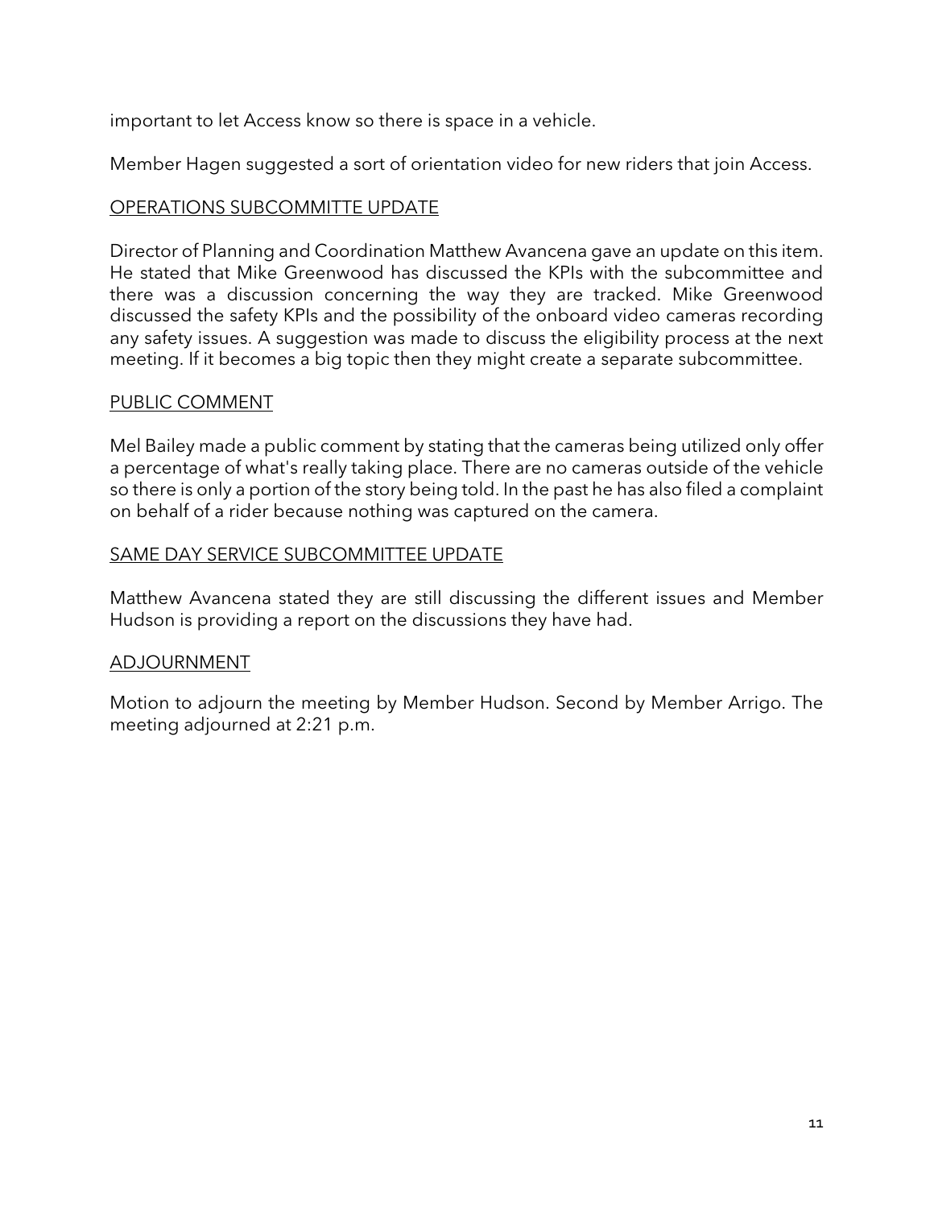important to let Access know so there is space in a vehicle.

Member Hagen suggested a sort of orientation video for new riders that join Access.

OPERATIONS SUBCOMMITTE UPDATE

Director of Planning and Coordination Matthew Avancena gave an update on this item. He stated that Mike Greenwood has discussed the KPIs with the subcommittee and there was a discussion concerning the way they are tracked. Mike Greenwood discussed the safety KPIs and the possibility of the onboard video cameras recording any safety issues. A suggestion was made to discuss the eligibility process at the next meeting. If it becomes a big topic then they might create a separate subcommittee.

PUBLIC COMMENT

Mel Bailey made a public comment by stating that the cameras being utilized only offer a percentage of what's really taking place. There are no cameras outside of the vehicle so there is only a portion of the story being told. In the past he has also filed a complaint on behalf of a rider because nothing was captured on the camera.

SAME DAY SERVICE SUBCOMMITTEE UPDATE

Matthew Avancena stated they are still discussing the different issues and Member Hudson is providing a report on the discussions they have had.

ADJOURNMENT

Motion to adjourn the meeting by Member Hudson. Second by Member Arrigo. The meeting adjourned at 2:21 p.m.